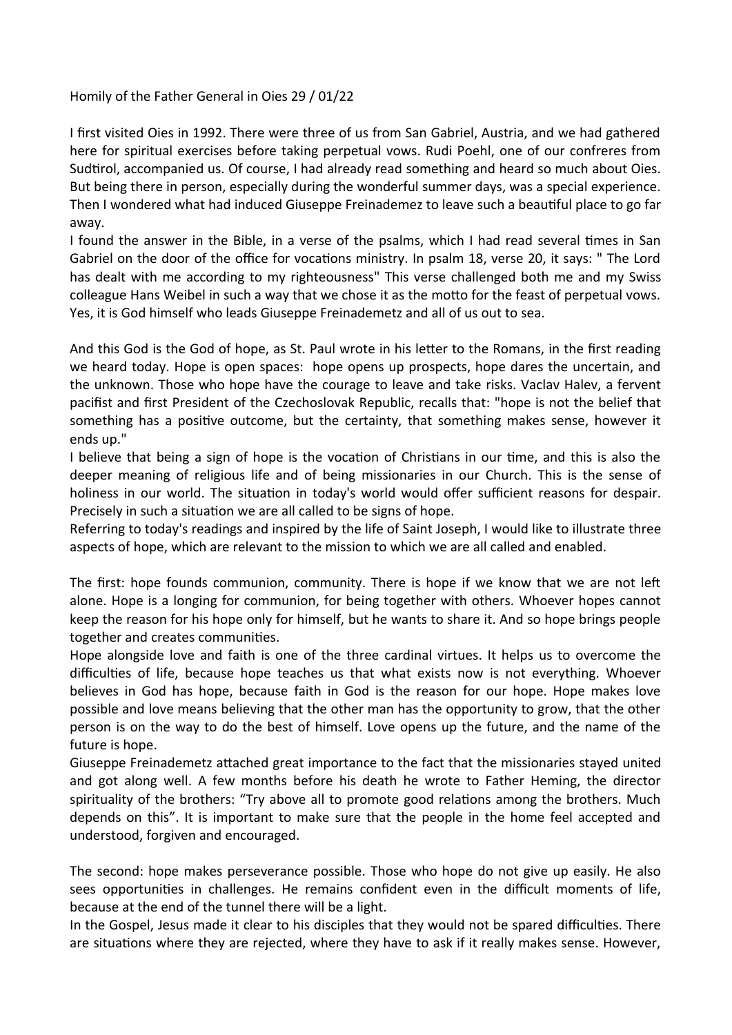Homily of the Father General in Oies 29 / 01/22

I first visited Oies in 1992. There were three of us from San Gabriel, Austria, and we had gathered here for spiritual exercises before taking perpetual vows. Rudi Poehl, one of our confreres from Sudtirol, accompanied us. Of course, I had already read something and heard so much about Oies. But being there in person, especially during the wonderful summer days, was a special experience. Then I wondered what had induced Giuseppe Freinademez to leave such a beautiful place to go far away.

I found the answer in the Bible, in a verse of the psalms, which I had read several times in San Gabriel on the door of the office for vocations ministry. In psalm 18, verse 20, it says: " The Lord has dealt with me according to my righteousness" This verse challenged both me and my Swiss colleague Hans Weibel in such a way that we chose it as the motto for the feast of perpetual vows. Yes, it is God himself who leads Giuseppe Freinademetz and all of us out to sea.

And this God is the God of hope, as St. Paul wrote in his letter to the Romans, in the first reading we heard today. Hope is open spaces: hope opens up prospects, hope dares the uncertain, and the unknown. Those who hope have the courage to leave and take risks. Vaclav Halev, a fervent pacifist and first President of the Czechoslovak Republic, recalls that: "hope is not the belief that something has a positive outcome, but the certainty, that something makes sense, however it ends up."

I believe that being a sign of hope is the vocation of Christians in our time, and this is also the deeper meaning of religious life and of being missionaries in our Church. This is the sense of holiness in our world. The situation in today's world would offer sufficient reasons for despair. Precisely in such a situation we are all called to be signs of hope.

Referring to today's readings and inspired by the life of Saint Joseph, I would like to illustrate three aspects of hope, which are relevant to the mission to which we are all called and enabled.

The first: hope founds communion, community. There is hope if we know that we are not left alone. Hope is a longing for communion, for being together with others. Whoever hopes cannot keep the reason for his hope only for himself, but he wants to share it. And so hope brings people together and creates communities.

Hope alongside love and faith is one of the three cardinal virtues. It helps us to overcome the difficulties of life, because hope teaches us that what exists now is not everything. Whoever believes in God has hope, because faith in God is the reason for our hope. Hope makes love possible and love means believing that the other man has the opportunity to grow, that the other person is on the way to do the best of himself. Love opens up the future, and the name of the future is hope.

Giuseppe Freinademetz attached great importance to the fact that the missionaries stayed united and got along well. A few months before his death he wrote to Father Heming, the director spirituality of the brothers: "Try above all to promote good relations among the brothers. Much depends on this". It is important to make sure that the people in the home feel accepted and understood, forgiven and encouraged.

The second: hope makes perseverance possible. Those who hope do not give up easily. He also sees opportunities in challenges. He remains confident even in the difficult moments of life, because at the end of the tunnel there will be a light.

In the Gospel, Jesus made it clear to his disciples that they would not be spared difficulties. There are situations where they are rejected, where they have to ask if it really makes sense. However,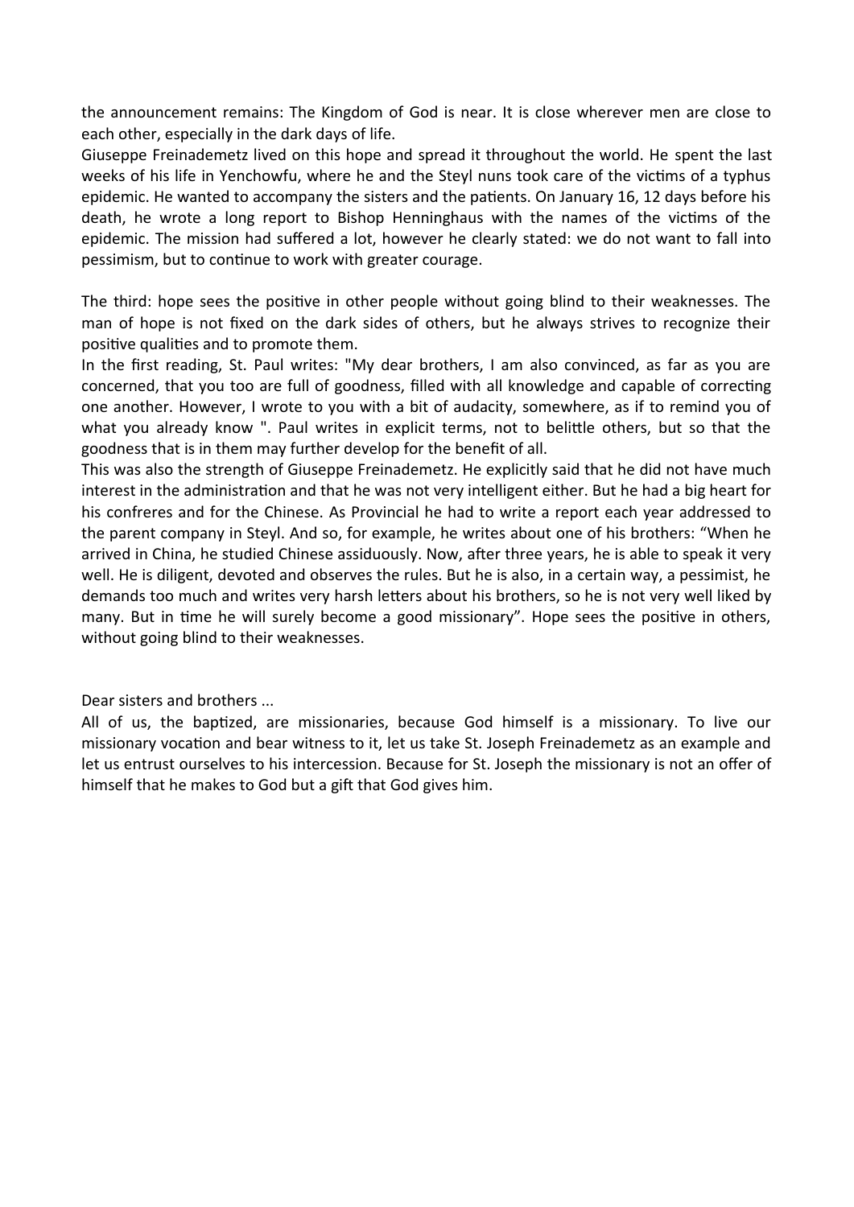the announcement remains: The Kingdom of God is near. It is close wherever men are close to each other, especially in the dark days of life.
Giuseppe Freinademetz lived on this hope and spread it throughout the world. He spent the last weeks of his life in Yenchowfu, where he and the Steyl nuns took care of the victims of a typhus epidemic. He wanted to accompany the sisters and the patients. On January 16, 12 days before his death, he wrote a long report to Bishop Henninghaus with the names of the victims of the epidemic. The mission had suffered a lot, however he clearly stated: we do not want to fall into pessimism, but to continue to work with greater courage.

The third: hope sees the positive in other people without going blind to their weaknesses. The man of hope is not fixed on the dark sides of others, but he always strives to recognize their positive qualities and to promote them.
In the first reading, St. Paul writes: "My dear brothers, I am also convinced, as far as you are concerned, that you too are full of goodness, filled with all knowledge and capable of correcting one another. However, I wrote to you with a bit of audacity, somewhere, as if to remind you of what you already know ". Paul writes in explicit terms, not to belittle others, but so that the goodness that is in them may further develop for the benefit of all.
This was also the strength of Giuseppe Freinademetz. He explicitly said that he did not have much interest in the administration and that he was not very intelligent either. But he had a big heart for his confreres and for the Chinese. As Provincial he had to write a report each year addressed to the parent company in Steyl. And so, for example, he writes about one of his brothers: "When he arrived in China, he studied Chinese assiduously. Now, after three years, he is able to speak it very well. He is diligent, devoted and observes the rules. But he is also, in a certain way, a pessimist, he demands too much and writes very harsh letters about his brothers, so he is not very well liked by many. But in time he will surely become a good missionary". Hope sees the positive in others, without going blind to their weaknesses.

Dear sisters and brothers ...
All of us, the baptized, are missionaries, because God himself is a missionary. To live our missionary vocation and bear witness to it, let us take St. Joseph Freinademetz as an example and let us entrust ourselves to his intercession. Because for St. Joseph the missionary is not an offer of himself that he makes to God but a gift that God gives him.